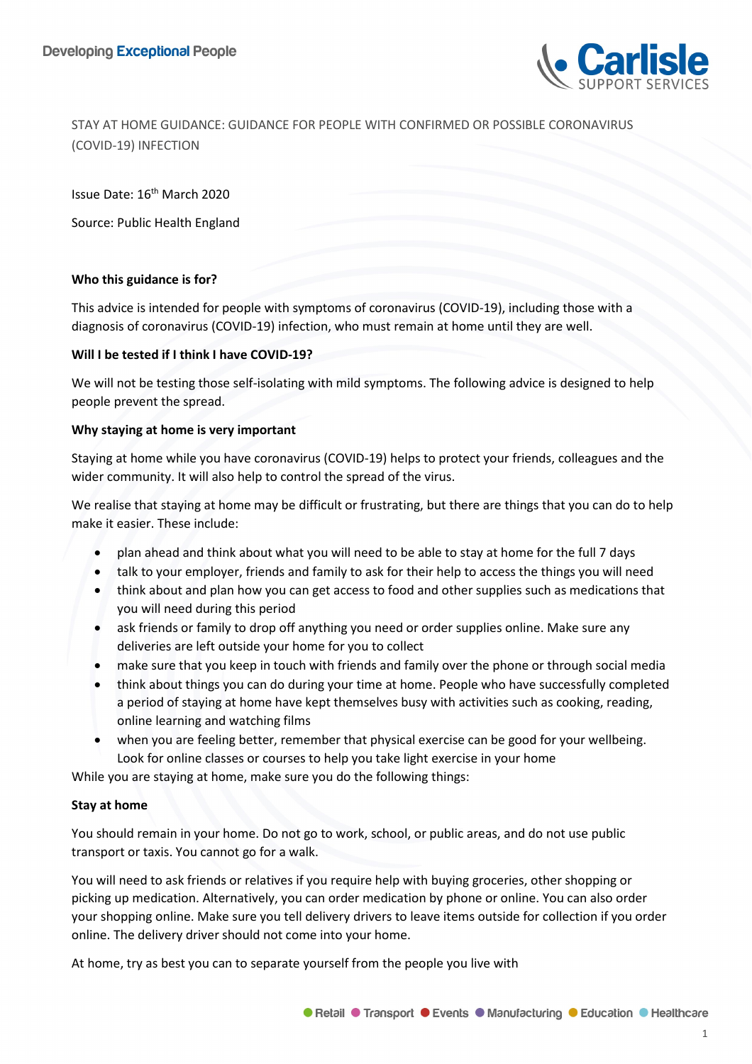STAY AT HOME GUIDANCE: GUIDANCE FOR PEOPLE WITH CONFIRMED OR POSSIBLE CORONAVIRUS (COVID-19) INFECTION

Issue Date: 16th March 2020

Source: Public Health England

**Who this guidance is for?**

This advice is intended for people with symptoms of coronavirus (COVID-19), including those with a diagnosis of coronavirus (COVID-19) infection, who must remain at home until they are well.

**Will I be tested if I think I have COVID-19?**

We will not be testing those self-isolating with mild symptoms. The following advice is designed to help people prevent the spread.

**Why staying at home is very important**

Staying at home while you have coronavirus (COVID-19) helps to protect your friends, colleagues and the wider community. It will also help to control the spread of the virus.

We realise that staying at home may be difficult or frustrating, but there are things that you can do to help make it easier. These include:

- plan ahead and think about what you will need to be able to stay at home for the full 7 days
- talk to your employer, friends and family to ask for their help to access the things you will need
- think about and plan how you can get access to food and other supplies such as medications that you will need during this period
- ask friends or family to drop off anything you need or order supplies online. Make sure any deliveries are left outside your home for you to collect
- make sure that you keep in touch with friends and family over the phone or through social media
- think about things you can do during your time at home. People who have successfully completed a period of staying at home have kept themselves busy with activities such as cooking, reading, online learning and watching films
- when you are feeling better, remember that physical exercise can be good for your wellbeing. Look for online classes or courses to help you take light exercise in your home

While you are staying at home, make sure you do the following things:

**Stay at home**

You should remain in your home. Do not go to work, school, or public areas, and do not use public transport or taxis. You cannot go for a walk.

You will need to ask friends or relatives if you require help with buying groceries, other shopping or picking up medication. Alternatively, you can order medication by phone or online. You can also order your shopping online. Make sure you tell delivery drivers to leave items outside for collection if you order online. The delivery driver should not come into your home.

At home, try as best you can to separate yourself from the people you live with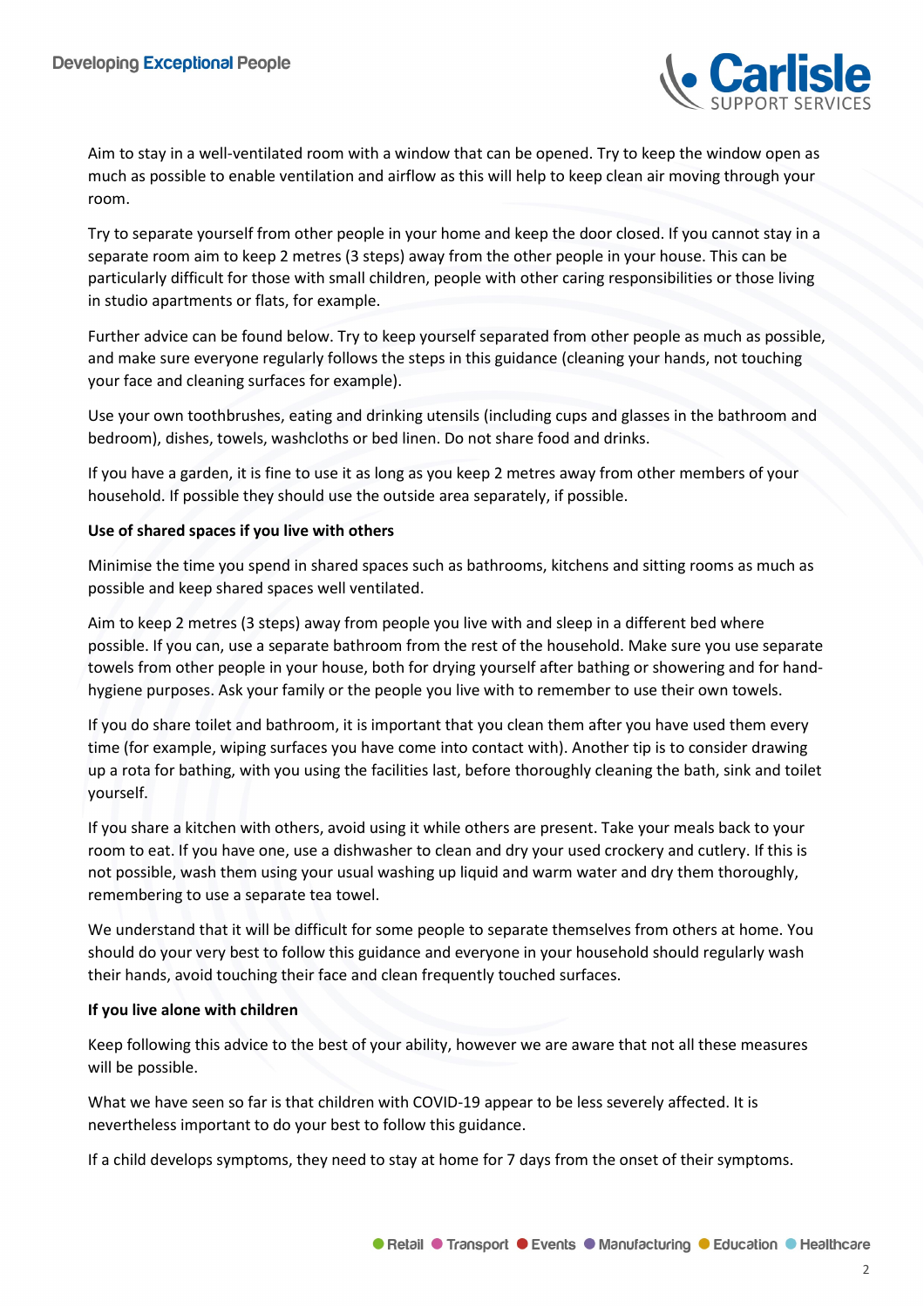Aim to stay in a well-ventilated room with a window that can be opened. Try to keep the window open as much as possible to enable ventilation and airflow as this will help to keep clean air moving through your room.

Try to separate yourself from other people in your home and keep the door closed. If you cannot stay in a separate room aim to keep 2 metres (3 steps) away from the other people in your house. This can be particularly difficult for those with small children, people with other caring responsibilities or those living in studio apartments or flats, for example.

Further advice can be found below. Try to keep yourself separated from other people as much as possible, and make sure everyone regularly follows the steps in this guidance (cleaning your hands, not touching your face and cleaning surfaces for example).

Use your own toothbrushes, eating and drinking utensils (including cups and glasses in the bathroom and bedroom), dishes, towels, washcloths or bed linen. Do not share food and drinks.

If you have a garden, it is fine to use it as long as you keep 2 metres away from other members of your household. If possible they should use the outside area separately, if possible.

**Use of shared spaces if you live with others**

Minimise the time you spend in shared spaces such as bathrooms, kitchens and sitting rooms as much as possible and keep shared spaces well ventilated.

Aim to keep 2 metres (3 steps) away from people you live with and sleep in a different bed where possible. If you can, use a separate bathroom from the rest of the household. Make sure you use separate towels from other people in your house, both for drying yourself after bathing or showering and for hand-hygiene purposes. Ask your family or the people you live with to remember to use their own towels.

If you do share toilet and bathroom, it is important that you clean them after you have used them every time (for example, wiping surfaces you have come into contact with). Another tip is to consider drawing up a rota for bathing, with you using the facilities last, before thoroughly cleaning the bath, sink and toilet yourself.

If you share a kitchen with others, avoid using it while others are present. Take your meals back to your room to eat. If you have one, use a dishwasher to clean and dry your used crockery and cutlery. If this is not possible, wash them using your usual washing up liquid and warm water and dry them thoroughly, remembering to use a separate tea towel.

We understand that it will be difficult for some people to separate themselves from others at home. You should do your very best to follow this guidance and everyone in your household should regularly wash their hands, avoid touching their face and clean frequently touched surfaces.

**If you live alone with children**

Keep following this advice to the best of your ability, however we are aware that not all these measures will be possible.

What we have seen so far is that children with COVID-19 appear to be less severely affected. It is nevertheless important to do your best to follow this guidance.

If a child develops symptoms, they need to stay at home for 7 days from the onset of their symptoms.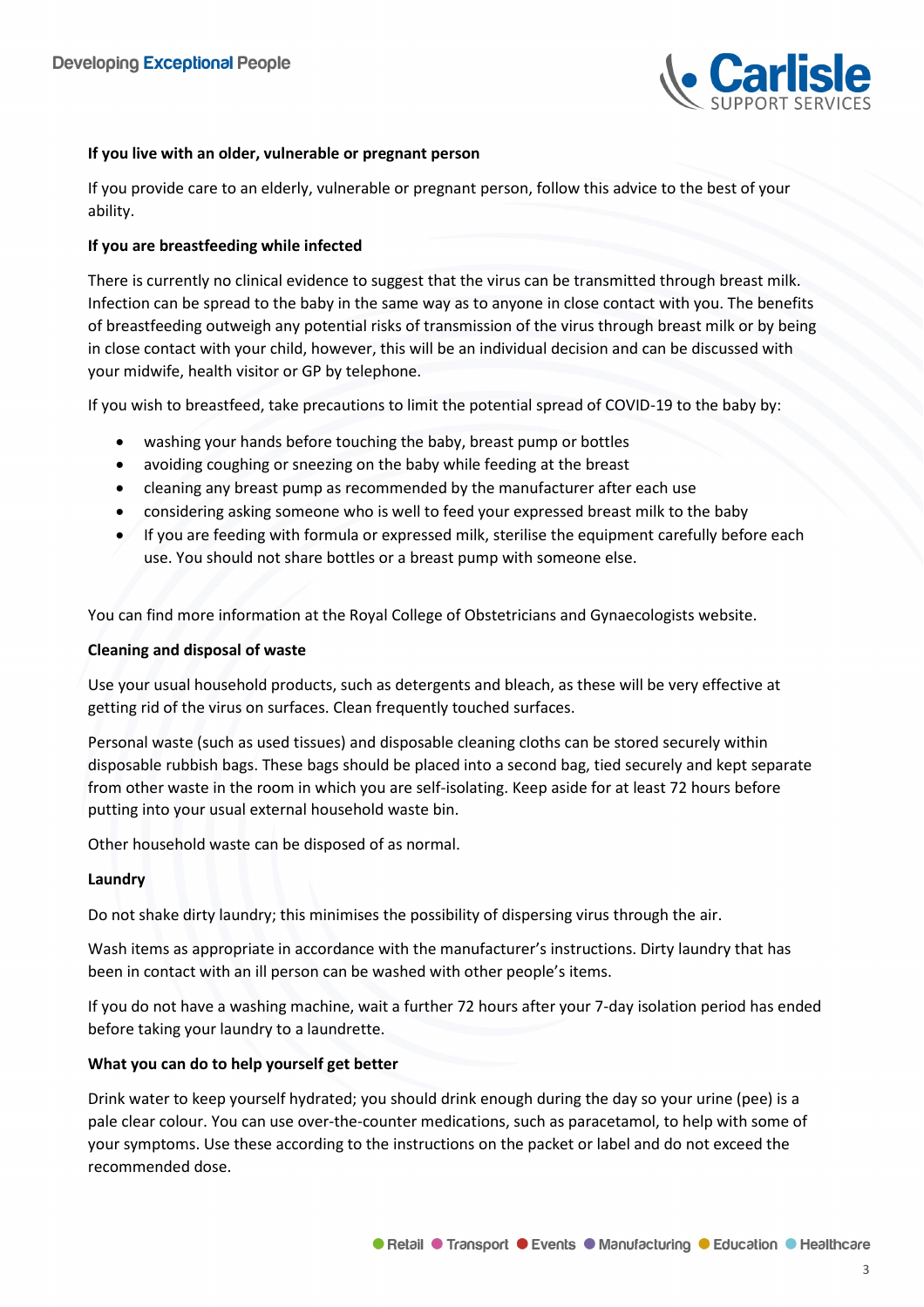**If you live with an older, vulnerable or pregnant person**

If you provide care to an elderly, vulnerable or pregnant person, follow this advice to the best of your ability.

**If you are breastfeeding while infected**

There is currently no clinical evidence to suggest that the virus can be transmitted through breast milk. Infection can be spread to the baby in the same way as to anyone in close contact with you. The benefits of breastfeeding outweigh any potential risks of transmission of the virus through breast milk or by being in close contact with your child, however, this will be an individual decision and can be discussed with your midwife, health visitor or GP by telephone.

If you wish to breastfeed, take precautions to limit the potential spread of COVID-19 to the baby by:

- washing your hands before touching the baby, breast pump or bottles
- avoiding coughing or sneezing on the baby while feeding at the breast
- cleaning any breast pump as recommended by the manufacturer after each use
- considering asking someone who is well to feed your expressed breast milk to the baby
- If you are feeding with formula or expressed milk, sterilise the equipment carefully before each use. You should not share bottles or a breast pump with someone else.

You can find more information at the Royal College of Obstetricians and Gynaecologists website.

**Cleaning and disposal of waste**

Use your usual household products, such as detergents and bleach, as these will be very effective at getting rid of the virus on surfaces. Clean frequently touched surfaces.

Personal waste (such as used tissues) and disposable cleaning cloths can be stored securely within disposable rubbish bags. These bags should be placed into a second bag, tied securely and kept separate from other waste in the room in which you are self-isolating. Keep aside for at least 72 hours before putting into your usual external household waste bin.

Other household waste can be disposed of as normal.

**Laundry**

Do not shake dirty laundry; this minimises the possibility of dispersing virus through the air.

Wash items as appropriate in accordance with the manufacturer's instructions. Dirty laundry that has been in contact with an ill person can be washed with other people's items.

If you do not have a washing machine, wait a further 72 hours after your 7-day isolation period has ended before taking your laundry to a laundrette.

**What you can do to help yourself get better**

Drink water to keep yourself hydrated; you should drink enough during the day so your urine (pee) is a pale clear colour. You can use over-the-counter medications, such as paracetamol, to help with some of your symptoms. Use these according to the instructions on the packet or label and do not exceed the recommended dose.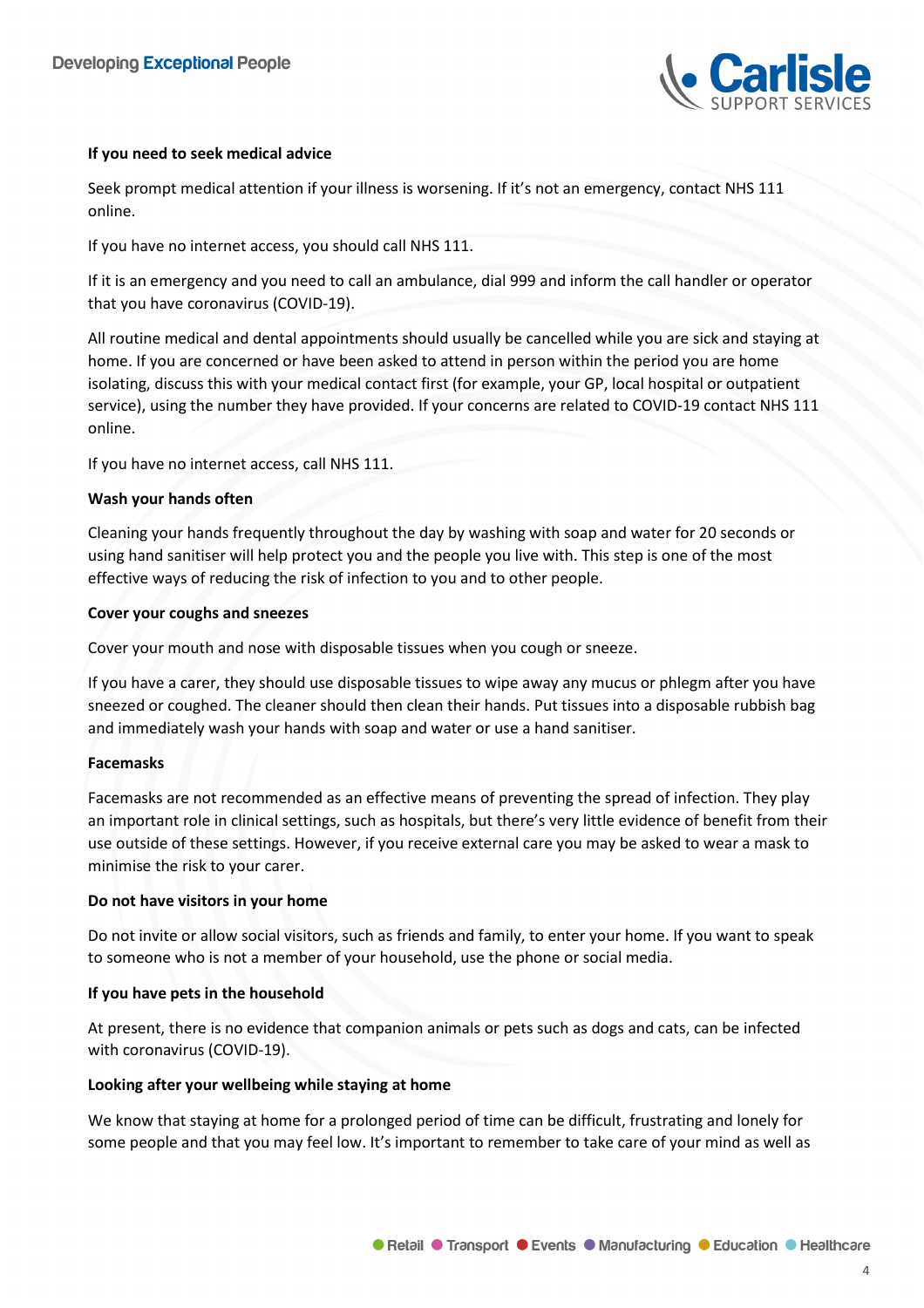**If you need to seek medical advice**

Seek prompt medical attention if your illness is worsening. If it's not an emergency, contact NHS 111 online.

If you have no internet access, you should call NHS 111.

If it is an emergency and you need to call an ambulance, dial 999 and inform the call handler or operator that you have coronavirus (COVID-19).

All routine medical and dental appointments should usually be cancelled while you are sick and staying at home. If you are concerned or have been asked to attend in person within the period you are home isolating, discuss this with your medical contact first (for example, your GP, local hospital or outpatient service), using the number they have provided. If your concerns are related to COVID-19 contact NHS 111 online.

If you have no internet access, call NHS 111.

**Wash your hands often**

Cleaning your hands frequently throughout the day by washing with soap and water for 20 seconds or using hand sanitiser will help protect you and the people you live with. This step is one of the most effective ways of reducing the risk of infection to you and to other people.

**Cover your coughs and sneezes**

Cover your mouth and nose with disposable tissues when you cough or sneeze.

If you have a carer, they should use disposable tissues to wipe away any mucus or phlegm after you have sneezed or coughed. The cleaner should then clean their hands. Put tissues into a disposable rubbish bag and immediately wash your hands with soap and water or use a hand sanitiser.

**Facemasks**

Facemasks are not recommended as an effective means of preventing the spread of infection. They play an important role in clinical settings, such as hospitals, but there's very little evidence of benefit from their use outside of these settings. However, if you receive external care you may be asked to wear a mask to minimise the risk to your carer.

**Do not have visitors in your home**

Do not invite or allow social visitors, such as friends and family, to enter your home. If you want to speak to someone who is not a member of your household, use the phone or social media.

**If you have pets in the household**

At present, there is no evidence that companion animals or pets such as dogs and cats, can be infected with coronavirus (COVID-19).

**Looking after your wellbeing while staying at home**

We know that staying at home for a prolonged period of time can be difficult, frustrating and lonely for some people and that you may feel low. It's important to remember to take care of your mind as well as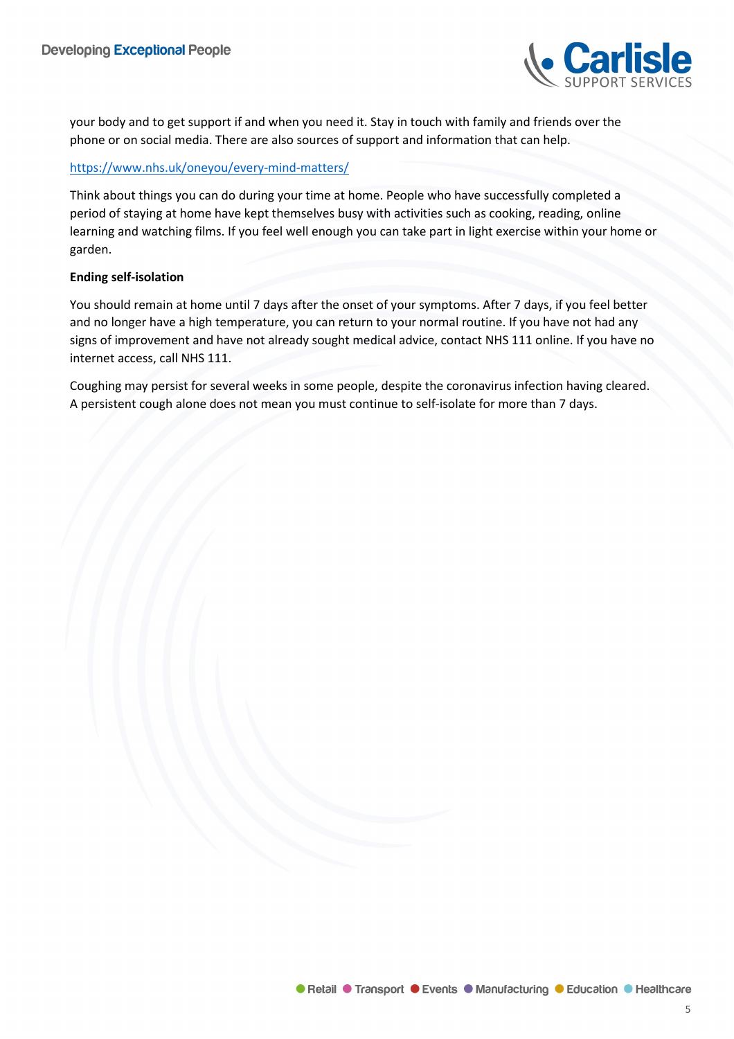your body and to get support if and when you need it. Stay in touch with family and friends over the phone or on social media. There are also sources of support and information that can help.

https://www.nhs.uk/oneyou/every-mind-matters/

Think about things you can do during your time at home. People who have successfully completed a period of staying at home have kept themselves busy with activities such as cooking, reading, online learning and watching films. If you feel well enough you can take part in light exercise within your home or garden.

**Ending self-isolation**

You should remain at home until 7 days after the onset of your symptoms. After 7 days, if you feel better and no longer have a high temperature, you can return to your normal routine. If you have not had any signs of improvement and have not already sought medical advice, contact NHS 111 online. If you have no internet access, call NHS 111.

Coughing may persist for several weeks in some people, despite the coronavirus infection having cleared. A persistent cough alone does not mean you must continue to self-isolate for more than 7 days.